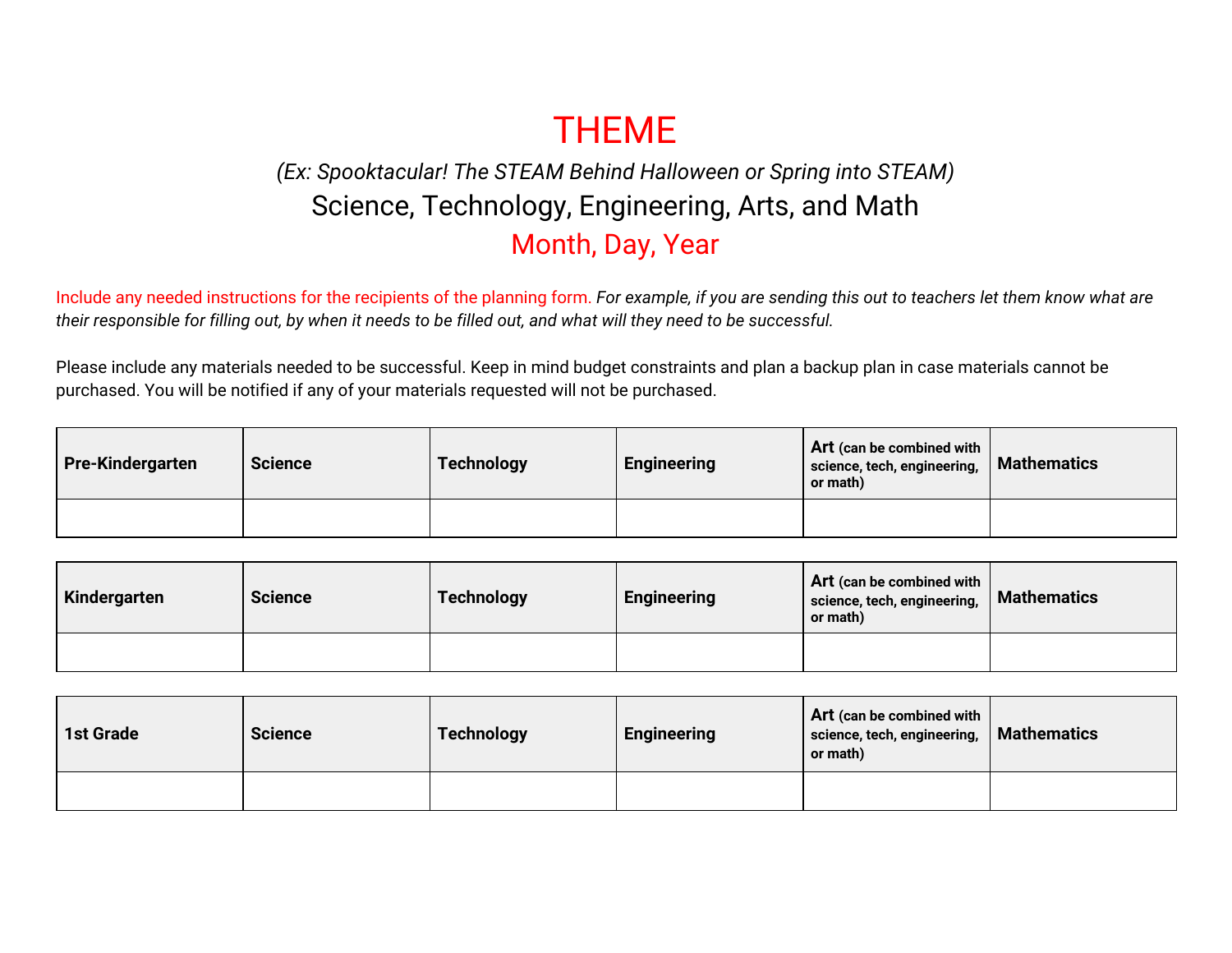# THEME

*(Ex: Spooktacular! The STEAM Behind Halloween or Spring into STEAM)*

## Science, Technology, Engineering, Arts, and Math

## Month, Day, Year

Include any needed instructions for the recipients of the planning form. *For example, if you are sending this out to teachers let them know what are their responsible for filling out, by when it needs to be filled out, and what will they need to be successful.*

Please include any materials needed to be successful. Keep in mind budget constraints and plan a backup plan in case materials cannot be purchased. You will be notified if any of your materials requested will not be purchased.

| **Pre-Kindergarten** | **Science** | **Technology** | **Engineering** | **Art** **(can be combined with science, tech, engineering, or math)** | **Mathematics** |
|---|---|---|---|---|---|
| | | | | | |

| **Kindergarten** | **Science** | **Technology** | **Engineering** | **Art** **(can be combined with science, tech, engineering, or math)** | **Mathematics** |
|---|---|---|---|---|---|
| | | | | | |

| **1st Grade** | **Science** | **Technology** | **Engineering** | **Art** **(can be combined with science, tech, engineering, or math)** | **Mathematics** |
|---|---|---|---|---|---|
| | | | | | |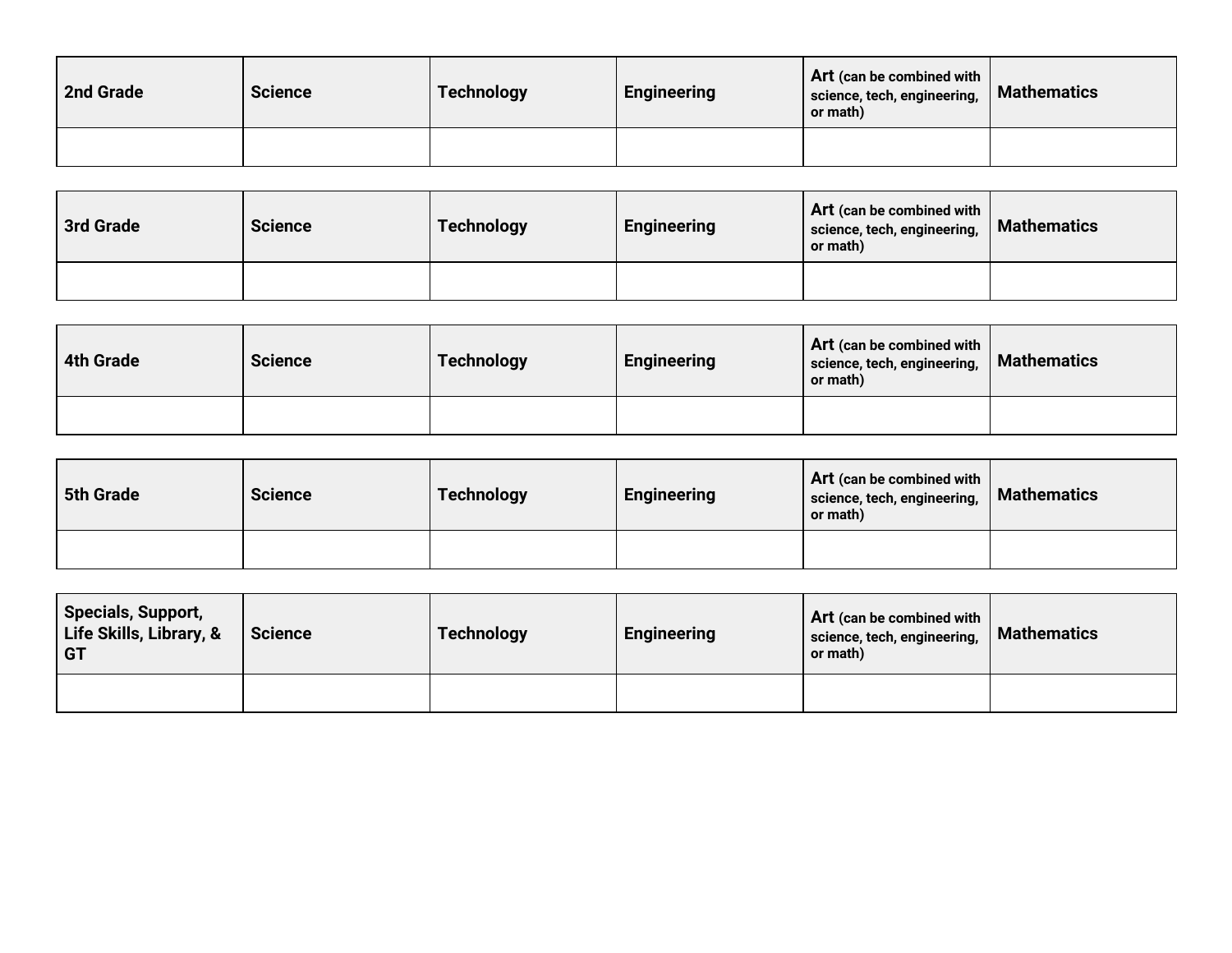| 2nd Grade | Science | Technology | Engineering | **Art** (can be combined with science, tech, engineering, or math) | Mathematics |
|---|---|---|---|---|---|
| | | | | | |

| 3rd Grade | Science | Technology | Engineering | **Art** (can be combined with science, tech, engineering, or math) | Mathematics |
|---|---|---|---|---|---|
| | | | | | |

| 4th Grade | Science | Technology | Engineering | **Art** (can be combined with science, tech, engineering, or math) | Mathematics |
|---|---|---|---|---|---|
| | | | | | |

| 5th Grade | Science | Technology | Engineering | **Art** (can be combined with science, tech, engineering, or math) | Mathematics |
|---|---|---|---|---|---|
| | | | | | |

| Specials, Support, Life Skills, Library, & GT | Science | Technology | Engineering | **Art** (can be combined with science, tech, engineering, or math) | Mathematics |
|---|---|---|---|---|---|
| | | | | | |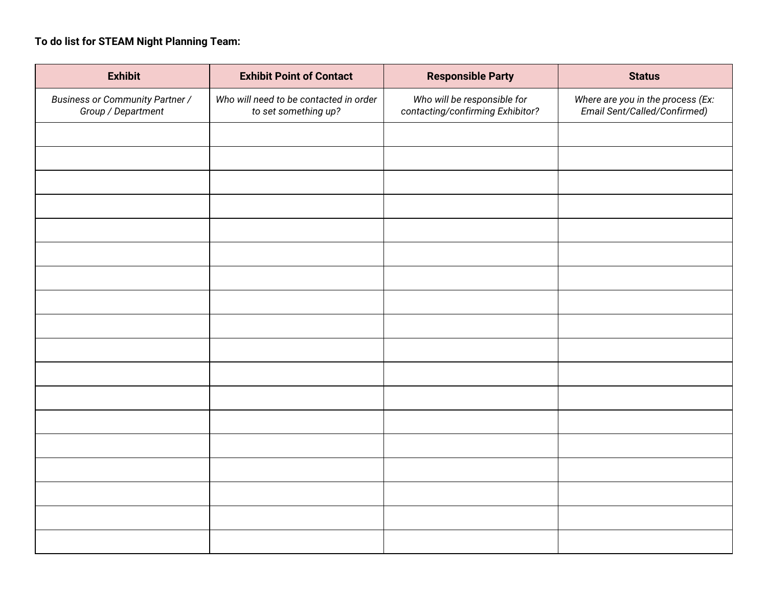**To do list for STEAM Night Planning Team:**

| Exhibit | Exhibit Point of Contact | Responsible Party | Status |
|---|---|---|---|
| *Business or Community Partner / Group / Department* | *Who will need to be contacted in order to set something up?* | *Who will be responsible for contacting/confirming Exhibitor?* | *Where are you in the process (Ex: Email Sent/Called/Confirmed)* |
| | | | |
| | | | |
| | | | |
| | | | |
| | | | |
| | | | |
| | | | |
| | | | |
| | | | |
| | | | |
| | | | |
| | | | |
| | | | |
| | | | |
| | | | |
| | | | |
| | | | |
| | | | |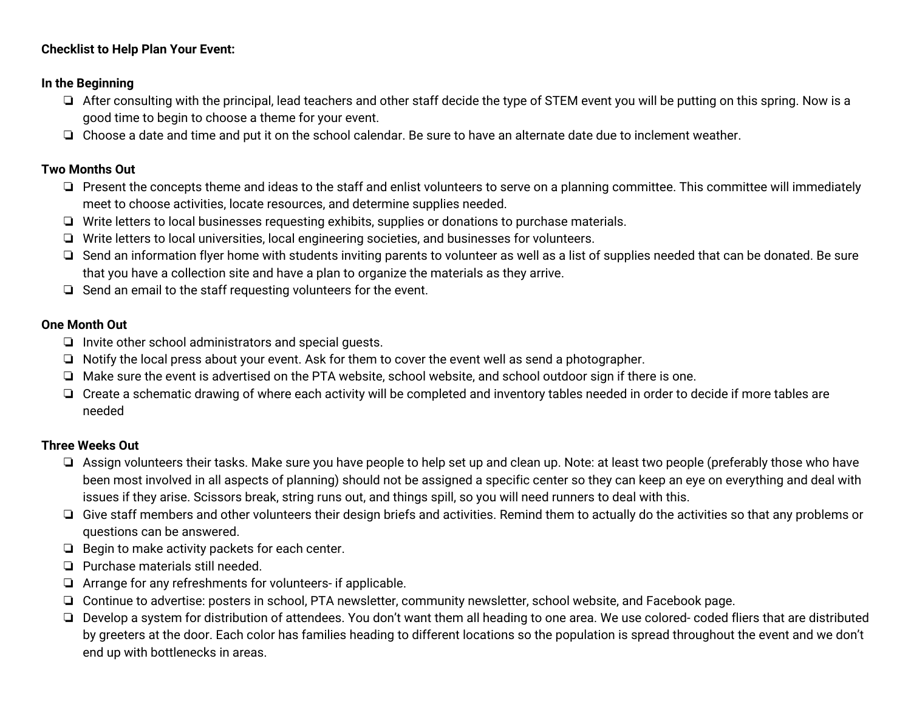**Checklist to Help Plan Your Event:**

**In the Beginning**

- After consulting with the principal, lead teachers and other staff decide the type of STEM event you will be putting on this spring. Now is a good time to begin to choose a theme for your event.
- Choose a date and time and put it on the school calendar. Be sure to have an alternate date due to inclement weather.

**Two Months Out**

- Present the concepts theme and ideas to the staff and enlist volunteers to serve on a planning committee. This committee will immediately meet to choose activities, locate resources, and determine supplies needed.
- Write letters to local businesses requesting exhibits, supplies or donations to purchase materials.
- Write letters to local universities, local engineering societies, and businesses for volunteers.
- Send an information flyer home with students inviting parents to volunteer as well as a list of supplies needed that can be donated. Be sure that you have a collection site and have a plan to organize the materials as they arrive.
- Send an email to the staff requesting volunteers for the event.

**One Month Out**

- Invite other school administrators and special guests.
- Notify the local press about your event. Ask for them to cover the event well as send a photographer.
- Make sure the event is advertised on the PTA website, school website, and school outdoor sign if there is one.
- Create a schematic drawing of where each activity will be completed and inventory tables needed in order to decide if more tables are needed

**Three Weeks Out**

- Assign volunteers their tasks. Make sure you have people to help set up and clean up. Note: at least two people (preferably those who have been most involved in all aspects of planning) should not be assigned a specific center so they can keep an eye on everything and deal with issues if they arise. Scissors break, string runs out, and things spill, so you will need runners to deal with this.
- Give staff members and other volunteers their design briefs and activities. Remind them to actually do the activities so that any problems or questions can be answered.
- Begin to make activity packets for each center.
- Purchase materials still needed.
- Arrange for any refreshments for volunteers- if applicable.
- Continue to advertise: posters in school, PTA newsletter, community newsletter, school website, and Facebook page.
- Develop a system for distribution of attendees. You don't want them all heading to one area. We use colored- coded fliers that are distributed by greeters at the door. Each color has families heading to different locations so the population is spread throughout the event and we don't end up with bottlenecks in areas.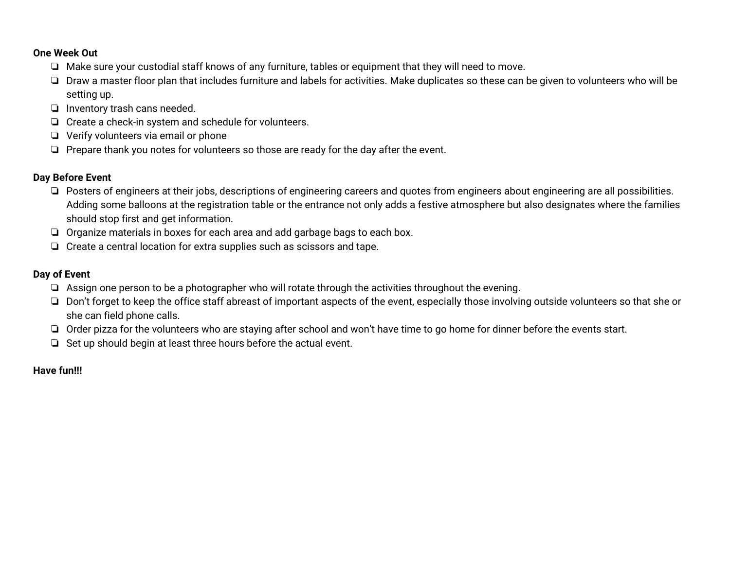**One Week Out**

- ❏ Make sure your custodial staff knows of any furniture, tables or equipment that they will need to move.
- ❏ Draw a master floor plan that includes furniture and labels for activities. Make duplicates so these can be given to volunteers who will be setting up.
- ❏ Inventory trash cans needed.
- ❏ Create a check-in system and schedule for volunteers.
- ❏ Verify volunteers via email or phone
- ❏ Prepare thank you notes for volunteers so those are ready for the day after the event.

**Day Before Event**

- ❏ Posters of engineers at their jobs, descriptions of engineering careers and quotes from engineers about engineering are all possibilities. Adding some balloons at the registration table or the entrance not only adds a festive atmosphere but also designates where the families should stop first and get information.
- ❏ Organize materials in boxes for each area and add garbage bags to each box.
- ❏ Create a central location for extra supplies such as scissors and tape.

**Day of Event**

- ❏ Assign one person to be a photographer who will rotate through the activities throughout the evening.
- ❏ Don't forget to keep the office staff abreast of important aspects of the event, especially those involving outside volunteers so that she or she can field phone calls.
- ❏ Order pizza for the volunteers who are staying after school and won't have time to go home for dinner before the events start.
- ❏ Set up should begin at least three hours before the actual event.

**Have fun!!!**